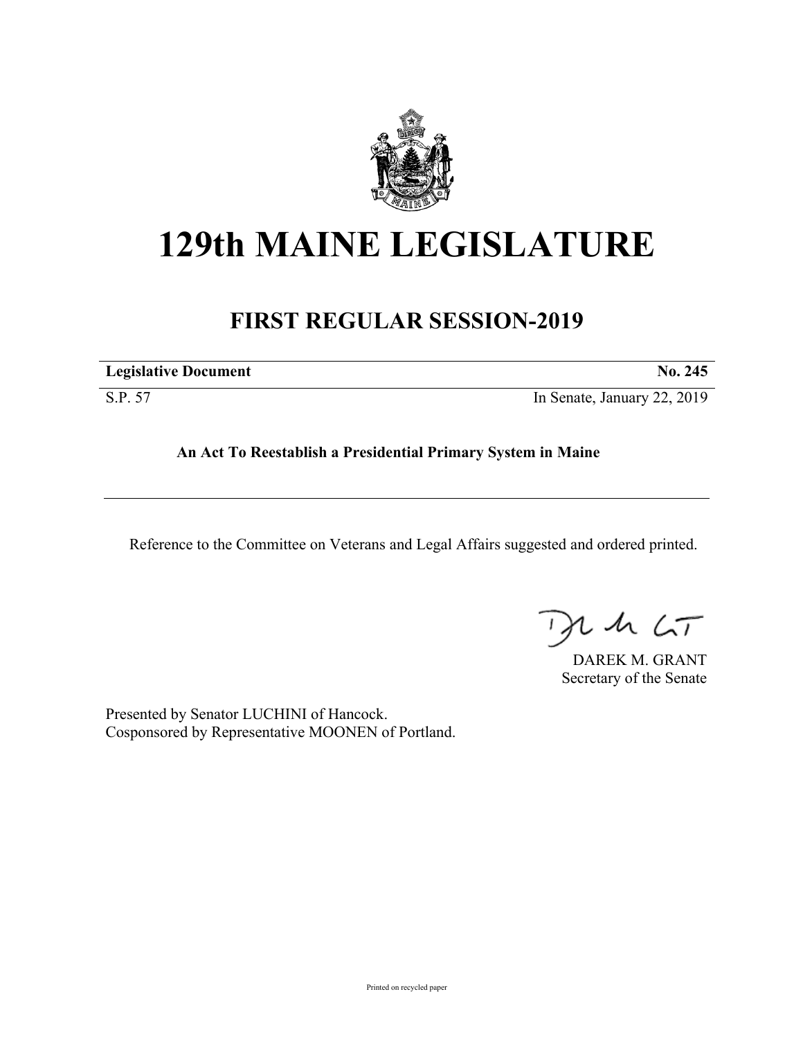# 129th MAINE LEGISLATURE

## FIRST REGULAR SESSION-2019

| **Legislative Document** | **No. 245** |
| --- | --- |
| S.P. 57 | In Senate, January 22, 2019 |

**An Act To Reestablish a Presidential Primary System in Maine**

---

Reference to the Committee on Veterans and Legal Affairs suggested and ordered printed.

DAREK M. GRANT
Secretary of the Senate

Presented by Senator LUCHINI of Hancock.
Cosponsored by Representative MOONEN of Portland.

Printed on recycled paper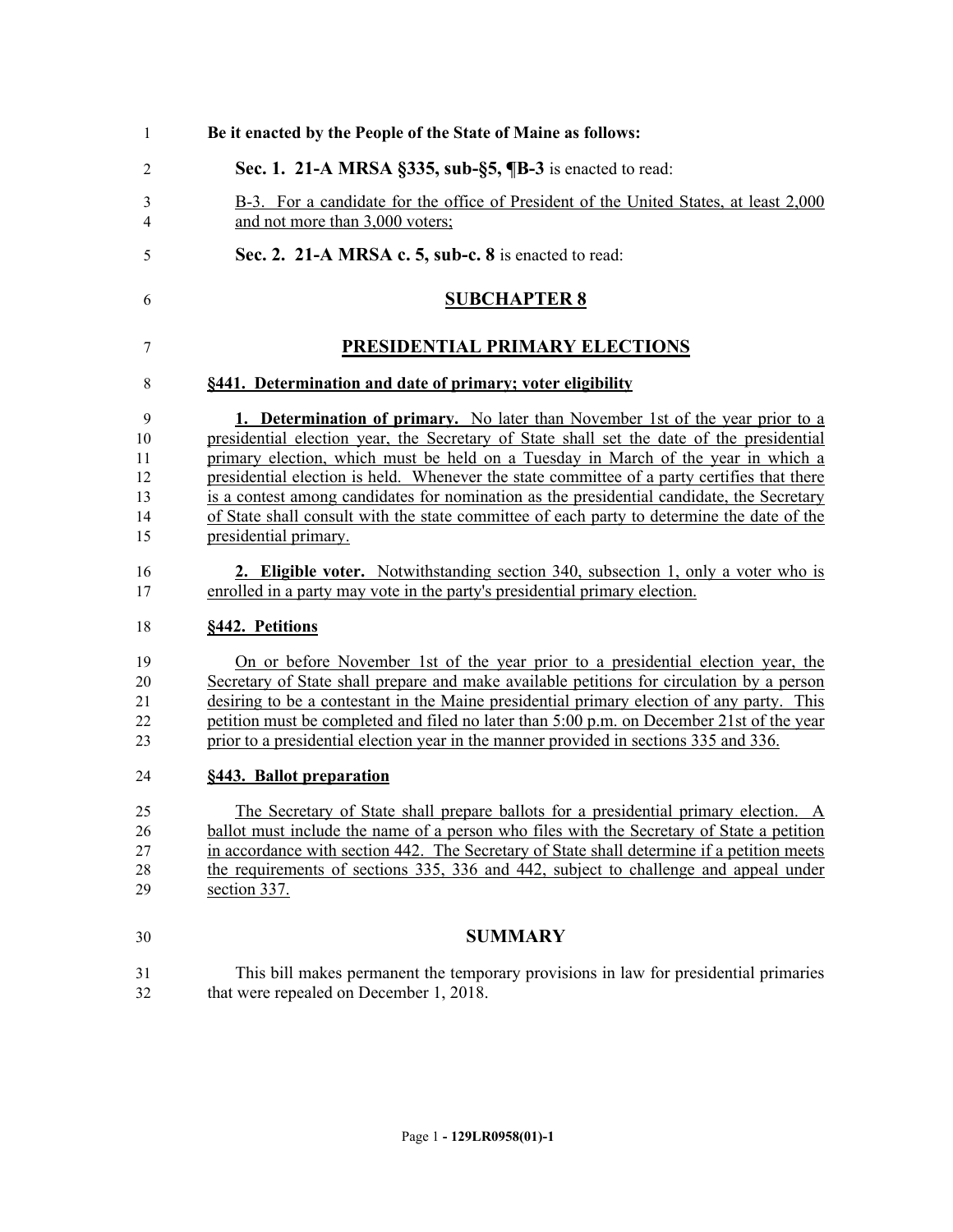**Be it enacted by the People of the State of Maine as follows:**

**Sec. 1. 21-A MRSA §335, sub-§5, ¶B-3** is enacted to read:

B-3. For a candidate for the office of President of the United States, at least 2,000 and not more than 3,000 voters;

**Sec. 2. 21-A MRSA c. 5, sub-c. 8** is enacted to read:

## SUBCHAPTER 8

## PRESIDENTIAL PRIMARY ELECTIONS

**§441. Determination and date of primary; voter eligibility**

**1. Determination of primary.** No later than November 1st of the year prior to a presidential election year, the Secretary of State shall set the date of the presidential primary election, which must be held on a Tuesday in March of the year in which a presidential election is held. Whenever the state committee of a party certifies that there is a contest among candidates for nomination as the presidential candidate, the Secretary of State shall consult with the state committee of each party to determine the date of the presidential primary.

**2. Eligible voter.** Notwithstanding section 340, subsection 1, only a voter who is enrolled in a party may vote in the party's presidential primary election.

**§442. Petitions**

On or before November 1st of the year prior to a presidential election year, the Secretary of State shall prepare and make available petitions for circulation by a person desiring to be a contestant in the Maine presidential primary election of any party. This petition must be completed and filed no later than 5:00 p.m. on December 21st of the year prior to a presidential election year in the manner provided in sections 335 and 336.

**§443. Ballot preparation**

The Secretary of State shall prepare ballots for a presidential primary election. A ballot must include the name of a person who files with the Secretary of State a petition in accordance with section 442. The Secretary of State shall determine if a petition meets the requirements of sections 335, 336 and 442, subject to challenge and appeal under section 337.

## SUMMARY

This bill makes permanent the temporary provisions in law for presidential primaries that were repealed on December 1, 2018.